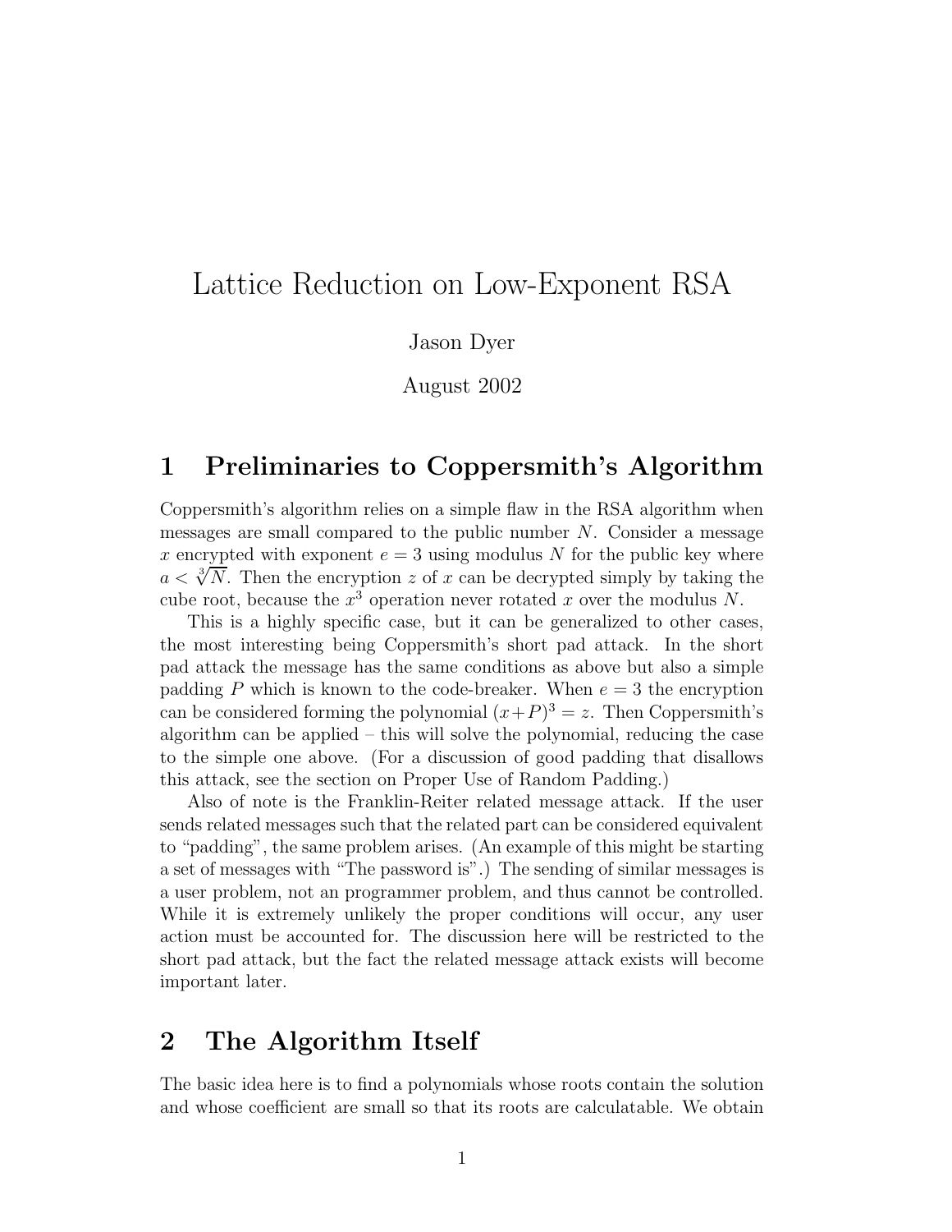# Lattice Reduction on Low-Exponent RSA

Jason Dyer

August 2002

## 1 Preliminaries to Coppersmith's Algorithm

Coppersmith's algorithm relies on a simple flaw in the RSA algorithm when messages are small compared to the public number $N$. Consider a message $x$ encrypted with exponent $e = 3$ using modulus $N$ for the public key where $a < \sqrt[3]{N}$. Then the encryption $z$ of $x$ can be decrypted simply by taking the cube root, because the $x^3$ operation never rotated $x$ over the modulus $N$.

This is a highly specific case, but it can be generalized to other cases, the most interesting being Coppersmith's short pad attack. In the short pad attack the message has the same conditions as above but also a simple padding $P$ which is known to the code-breaker. When $e = 3$ the encryption can be considered forming the polynomial $(x+P)^3 = z$. Then Coppersmith's algorithm can be applied – this will solve the polynomial, reducing the case to the simple one above. (For a discussion of good padding that disallows this attack, see the section on Proper Use of Random Padding.)

Also of note is the Franklin-Reiter related message attack. If the user sends related messages such that the related part can be considered equivalent to "padding", the same problem arises. (An example of this might be starting a set of messages with "The password is".) The sending of similar messages is a user problem, not an programmer problem, and thus cannot be controlled. While it is extremely unlikely the proper conditions will occur, any user action must be accounted for. The discussion here will be restricted to the short pad attack, but the fact the related message attack exists will become important later.

## 2 The Algorithm Itself

The basic idea here is to find a polynomials whose roots contain the solution and whose coefficient are small so that its roots are calculatable. We obtain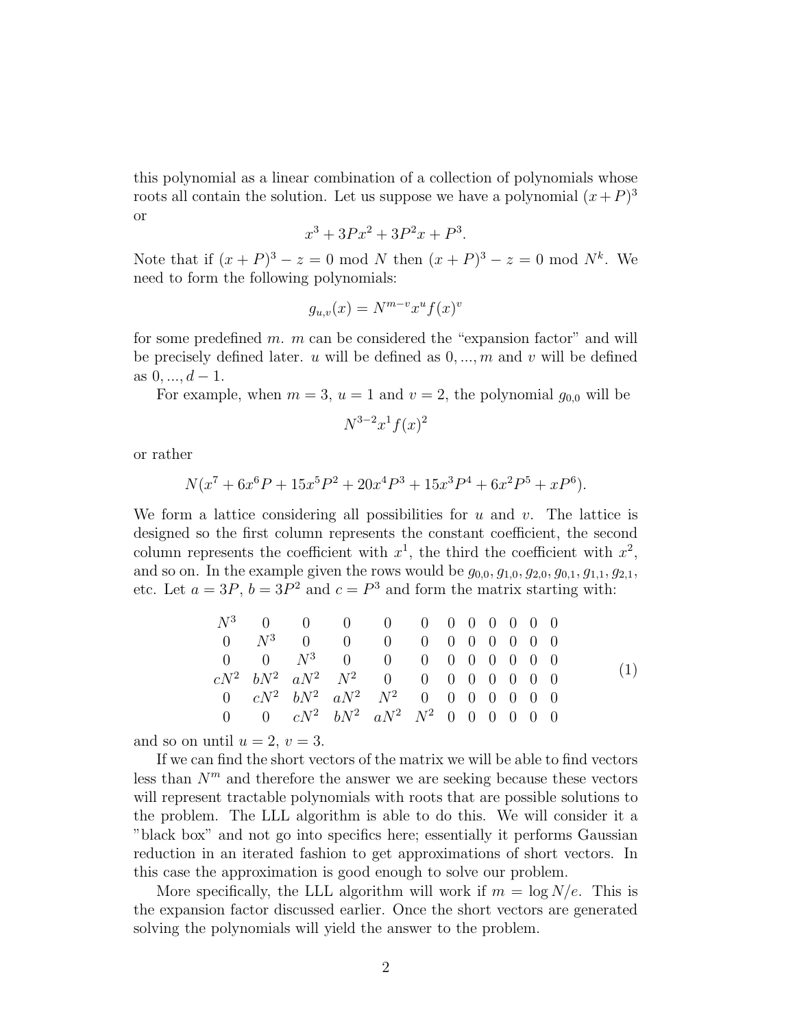this polynomial as a linear combination of a collection of polynomials whose roots all contain the solution. Let us suppose we have a polynomial $(x+P)^3$ or

$$x^3 + 3Px^2 + 3P^2x + P^3.$$

Note that if $(x+P)^3 - z = 0 \bmod N$ then $(x+P)^3 - z = 0 \bmod N^k$. We need to form the following polynomials:

$$g_{u,v}(x) = N^{m-v}x^u f(x)^v$$

for some predefined $m$. $m$ can be considered the "expansion factor" and will be precisely defined later. $u$ will be defined as $0, ..., m$ and $v$ will be defined as $0, ..., d-1$.

For example, when $m = 3$, $u = 1$ and $v = 2$, the polynomial $g_{0,0}$ will be

$$N^{3-2}x^1 f(x)^2$$

or rather

$$N(x^7 + 6x^6P + 15x^5P^2 + 20x^4P^3 + 15x^3P^4 + 6x^2P^5 + xP^6).$$

We form a lattice considering all possibilities for $u$ and $v$. The lattice is designed so the first column represents the constant coefficient, the second column represents the coefficient with $x^1$, the third the coefficient with $x^2$, and so on. In the example given the rows would be $g_{0,0}, g_{1,0}, g_{2,0}, g_{0,1}, g_{1,1}, g_{2,1}$, etc. Let $a = 3P$, $b = 3P^2$ and $c = P^3$ and form the matrix starting with:

$$\begin{matrix}
N^3 & 0 & 0 & 0 & 0 & 0 & 0 & 0 & 0 & 0 & 0 & 0 \\
0 & N^3 & 0 & 0 & 0 & 0 & 0 & 0 & 0 & 0 & 0 & 0 \\
0 & 0 & N^3 & 0 & 0 & 0 & 0 & 0 & 0 & 0 & 0 & 0 \\
cN^2 & bN^2 & aN^2 & N^2 & 0 & 0 & 0 & 0 & 0 & 0 & 0 & 0 \\
0 & cN^2 & bN^2 & aN^2 & N^2 & 0 & 0 & 0 & 0 & 0 & 0 & 0 \\
0 & 0 & cN^2 & bN^2 & aN^2 & N^2 & 0 & 0 & 0 & 0 & 0 & 0
\end{matrix} \qquad (1)$$

and so on until $u = 2$, $v = 3$.

If we can find the short vectors of the matrix we will be able to find vectors less than $N^m$ and therefore the answer we are seeking because these vectors will represent tractable polynomials with roots that are possible solutions to the problem. The LLL algorithm is able to do this. We will consider it a "black box" and not go into specifics here; essentially it performs Gaussian reduction in an iterated fashion to get approximations of short vectors. In this case the approximation is good enough to solve our problem.

More specifically, the LLL algorithm will work if $m = \log N/e$. This is the expansion factor discussed earlier. Once the short vectors are generated solving the polynomials will yield the answer to the problem.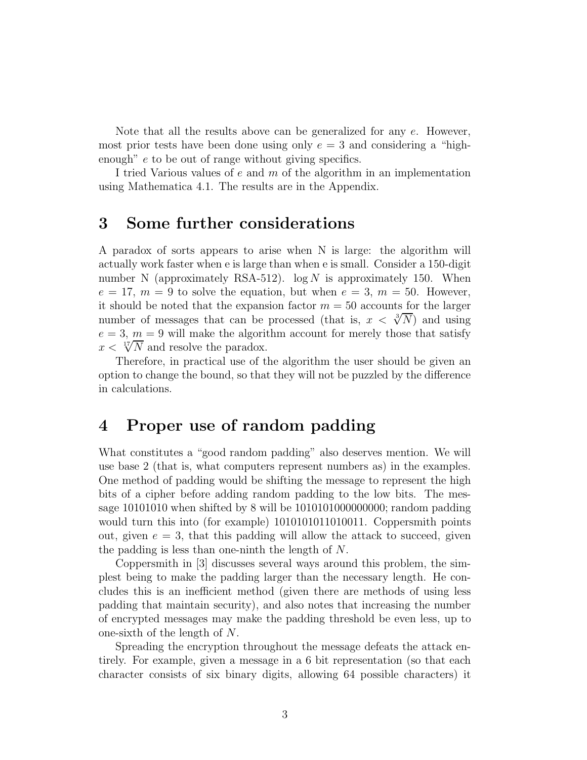Note that all the results above can be generalized for any $e$. However, most prior tests have been done using only $e = 3$ and considering a "high-enough" $e$ to be out of range without giving specifics.

I tried Various values of $e$ and $m$ of the algorithm in an implementation using Mathematica 4.1. The results are in the Appendix.

# 3 Some further considerations

A paradox of sorts appears to arise when N is large: the algorithm will actually work faster when e is large than when e is small. Consider a 150-digit number N (approximately RSA-512). $\log N$ is approximately 150. When $e = 17$, $m = 9$ to solve the equation, but when $e = 3$, $m = 50$. However, it should be noted that the expansion factor $m = 50$ accounts for the larger number of messages that can be processed (that is, $x < \sqrt[3]{N}$) and using $e = 3$, $m = 9$ will make the algorithm account for merely those that satisfy $x < \sqrt[17]{N}$ and resolve the paradox.

Therefore, in practical use of the algorithm the user should be given an option to change the bound, so that they will not be puzzled by the difference in calculations.

# 4 Proper use of random padding

What constitutes a "good random padding" also deserves mention. We will use base 2 (that is, what computers represent numbers as) in the examples. One method of padding would be shifting the message to represent the high bits of a cipher before adding random padding to the low bits. The message 10101010 when shifted by 8 will be 1010101000000000; random padding would turn this into (for example) 1010101011010011. Coppersmith points out, given $e = 3$, that this padding will allow the attack to succeed, given the padding is less than one-ninth the length of $N$.

Coppersmith in [3] discusses several ways around this problem, the simplest being to make the padding larger than the necessary length. He concludes this is an inefficient method (given there are methods of using less padding that maintain security), and also notes that increasing the number of encrypted messages may make the padding threshold be even less, up to one-sixth of the length of $N$.

Spreading the encryption throughout the message defeats the attack entirely. For example, given a message in a 6 bit representation (so that each character consists of six binary digits, allowing 64 possible characters) it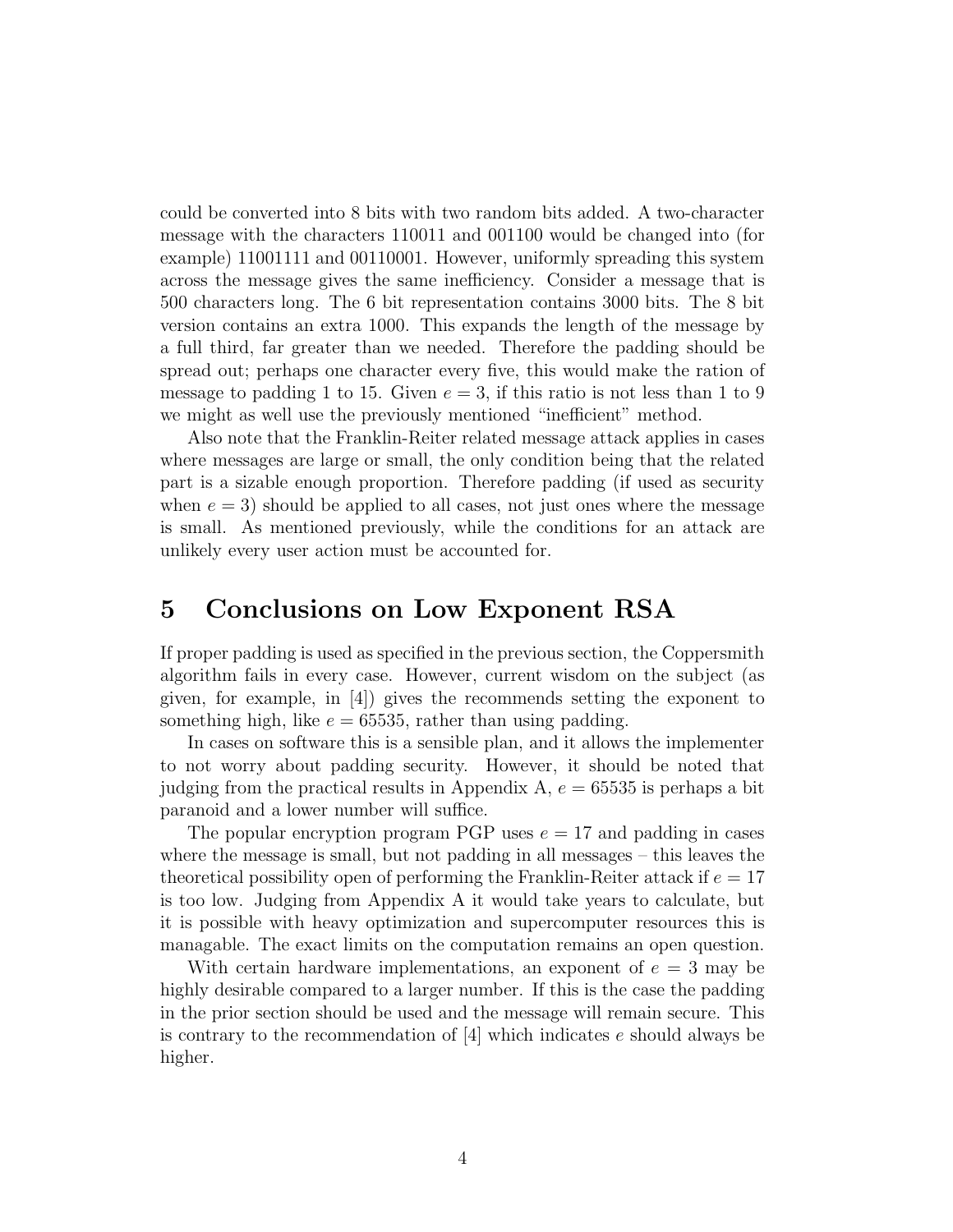could be converted into 8 bits with two random bits added. A two-character message with the characters 110011 and 001100 would be changed into (for example) 11001111 and 00110001. However, uniformly spreading this system across the message gives the same inefficiency. Consider a message that is 500 characters long. The 6 bit representation contains 3000 bits. The 8 bit version contains an extra 1000. This expands the length of the message by a full third, far greater than we needed. Therefore the padding should be spread out; perhaps one character every five, this would make the ration of message to padding 1 to 15. Given $e = 3$, if this ratio is not less than 1 to 9 we might as well use the previously mentioned "inefficient" method.

Also note that the Franklin-Reiter related message attack applies in cases where messages are large or small, the only condition being that the related part is a sizable enough proportion. Therefore padding (if used as security when $e = 3$) should be applied to all cases, not just ones where the message is small. As mentioned previously, while the conditions for an attack are unlikely every user action must be accounted for.

# 5 Conclusions on Low Exponent RSA

If proper padding is used as specified in the previous section, the Coppersmith algorithm fails in every case. However, current wisdom on the subject (as given, for example, in [4]) gives the recommends setting the exponent to something high, like $e = 65535$, rather than using padding.

In cases on software this is a sensible plan, and it allows the implementer to not worry about padding security. However, it should be noted that judging from the practical results in Appendix A, $e = 65535$ is perhaps a bit paranoid and a lower number will suffice.

The popular encryption program PGP uses $e = 17$ and padding in cases where the message is small, but not padding in all messages – this leaves the theoretical possibility open of performing the Franklin-Reiter attack if $e = 17$ is too low. Judging from Appendix A it would take years to calculate, but it is possible with heavy optimization and supercomputer resources this is managable. The exact limits on the computation remains an open question.

With certain hardware implementations, an exponent of $e = 3$ may be highly desirable compared to a larger number. If this is the case the padding in the prior section should be used and the message will remain secure. This is contrary to the recommendation of [4] which indicates $e$ should always be higher.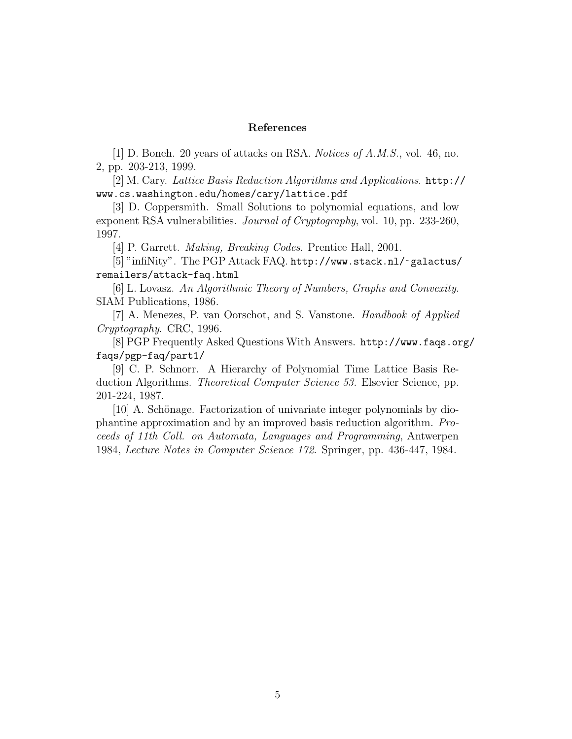## References

[1] D. Boneh. 20 years of attacks on RSA. *Notices of A.M.S.*, vol. 46, no. 2, pp. 203-213, 1999.

[2] M. Cary. *Lattice Basis Reduction Algorithms and Applications*. `http://www.cs.washington.edu/homes/cary/lattice.pdf`

[3] D. Coppersmith. Small Solutions to polynomial equations, and low exponent RSA vulnerabilities. *Journal of Cryptography*, vol. 10, pp. 233-260, 1997.

[4] P. Garrett. *Making, Breaking Codes*. Prentice Hall, 2001.

[5] "infiNity". The PGP Attack FAQ. `http://www.stack.nl/~galactus/remailers/attack-faq.html`

[6] L. Lovasz. *An Algorithmic Theory of Numbers, Graphs and Convexity*. SIAM Publications, 1986.

[7] A. Menezes, P. van Oorschot, and S. Vanstone. *Handbook of Applied Cryptography*. CRC, 1996.

[8] PGP Frequently Asked Questions With Answers. `http://www.faqs.org/faqs/pgp-faq/part1/`

[9] C. P. Schnorr. A Hierarchy of Polynomial Time Lattice Basis Reduction Algorithms. *Theoretical Computer Science 53*. Elsevier Science, pp. 201-224, 1987.

[10] A. Schönage. Factorization of univariate integer polynomials by diophantine approximation and by an improved basis reduction algorithm. *Proceeds of 11th Coll. on Automata, Languages and Programming*, Antwerpen 1984, *Lecture Notes in Computer Science 172*. Springer, pp. 436-447, 1984.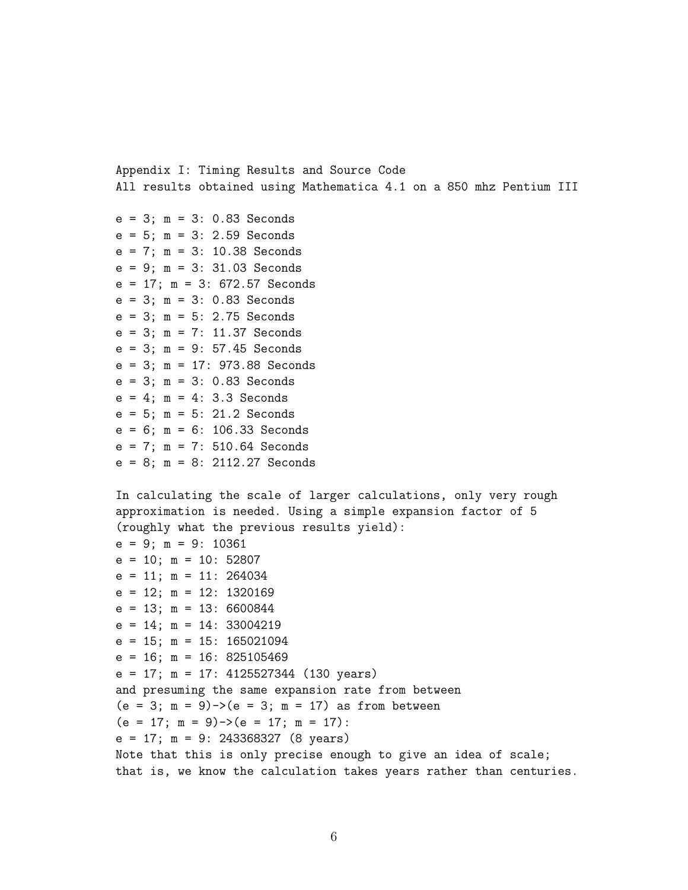Appendix I: Timing Results and Source Code

All results obtained using Mathematica 4.1 on a 850 mhz Pentium III

```
e = 3; m = 3: 0.83 Seconds
e = 5; m = 3: 2.59 Seconds
e = 7; m = 3: 10.38 Seconds
e = 9; m = 3: 31.03 Seconds
e = 17; m = 3: 672.57 Seconds
e = 3; m = 3: 0.83 Seconds
e = 3; m = 5: 2.75 Seconds
e = 3; m = 7: 11.37 Seconds
e = 3; m = 9: 57.45 Seconds
e = 3; m = 17: 973.88 Seconds
e = 3; m = 3: 0.83 Seconds
e = 4; m = 4: 3.3 Seconds
e = 5; m = 5: 21.2 Seconds
e = 6; m = 6: 106.33 Seconds
e = 7; m = 7: 510.64 Seconds
e = 8; m = 8: 2112.27 Seconds
```

In calculating the scale of larger calculations, only very rough approximation is needed. Using a simple expansion factor of 5 (roughly what the previous results yield):

```
e = 9; m = 9: 10361
e = 10; m = 10: 52807
e = 11; m = 11: 264034
e = 12; m = 12: 1320169
e = 13; m = 13: 6600844
e = 14; m = 14: 33004219
e = 15; m = 15: 165021094
e = 16; m = 16: 825105469
e = 17; m = 17: 4125527344 (130 years)
```

and presuming the same expansion rate from between (e = 3; m = 9)->(e = 3; m = 17) as from between (e = 17; m = 9)->(e = 17; m = 17):

```
e = 17; m = 9: 243368327 (8 years)
```

Note that this is only precise enough to give an idea of scale; that is, we know the calculation takes years rather than centuries.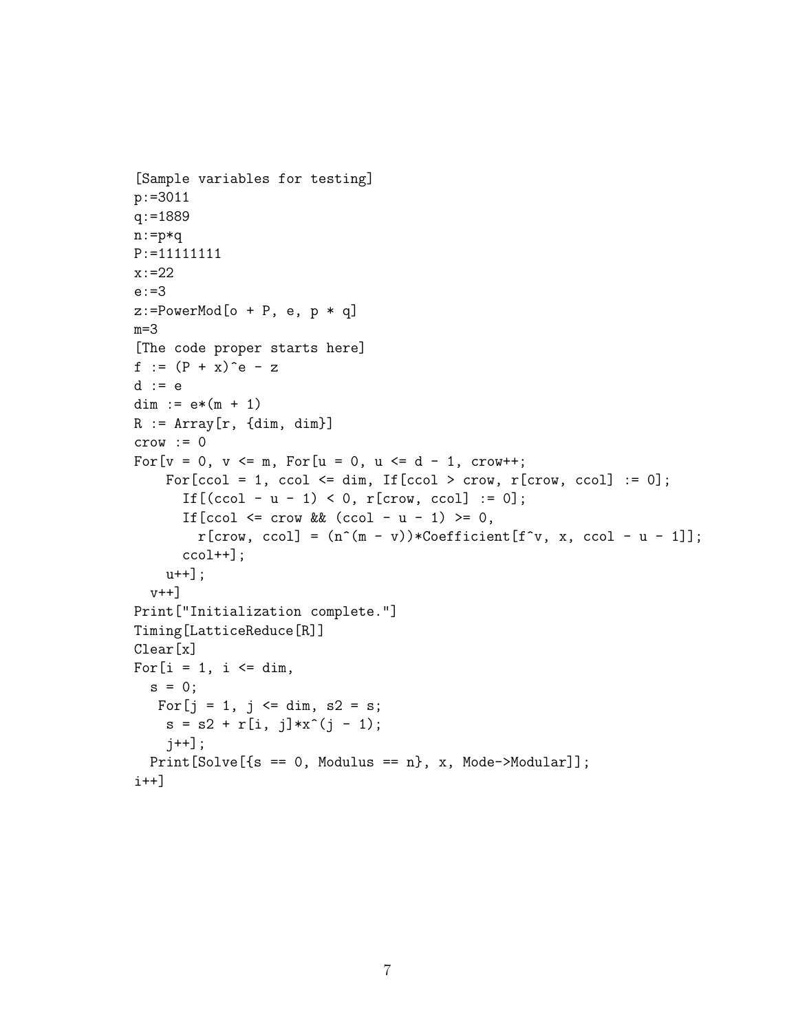```
[Sample variables for testing]
p:=3011
q:=1889
n:=p*q
P:=11111111
x:=22
e:=3
z:=PowerMod[o + P, e, p * q]
m=3
[The code proper starts here]
f := (P + x)^e - z
d := e
dim := e*(m + 1)
R := Array[r, {dim, dim}]
crow := 0
For[v = 0, v <= m, For[u = 0, u <= d - 1, crow++;
    For[ccol = 1, ccol <= dim, If[ccol > crow, r[crow, ccol] := 0];
      If[(ccol - u - 1) < 0, r[crow, ccol] := 0];
      If[ccol <= crow && (ccol - u - 1) >= 0,
        r[crow, ccol] = (n^(m - v))*Coefficient[f^v, x, ccol - u - 1]];
      ccol++];
    u++];
  v++]
Print["Initialization complete."]
Timing[LatticeReduce[R]]
Clear[x]
For[i = 1, i <= dim,
  s = 0;
   For[j = 1, j <= dim, s2 = s;
    s = s2 + r[i, j]*x^(j - 1);
    j++];
  Print[Solve[{s == 0, Modulus == n}, x, Mode->Modular]];
i++]
```